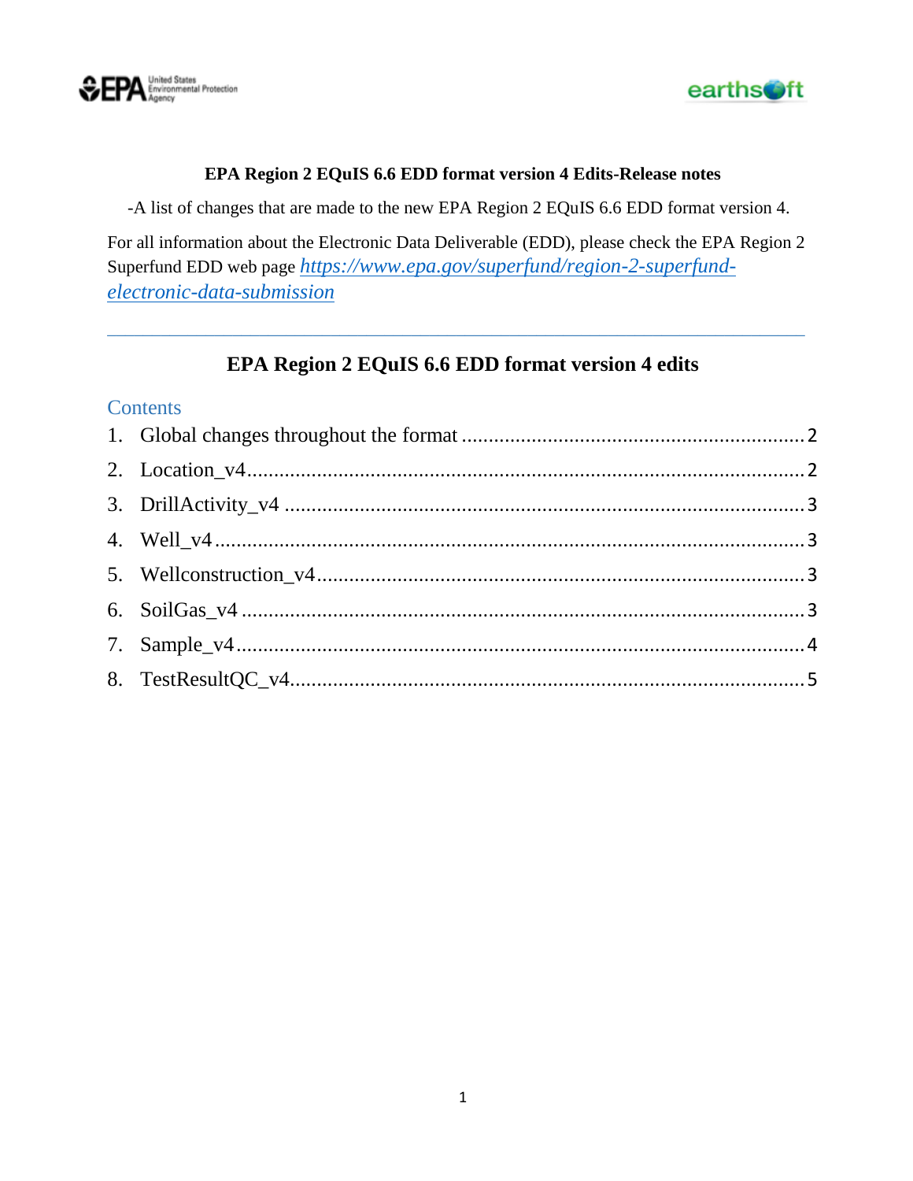**EPA Region 2 EQuIS 6.6 EDD format version 4 Edits-Release notes**

-A list of changes that are made to the new EPA Region 2 EQuIS 6.6 EDD format version 4.

For all information about the Electronic Data Deliverable (EDD), please check the EPA Region 2 Superfund EDD web page *[https://www.epa.gov/superfund/region-2-superfund-electronic-data-submission](https://www.epa.gov/superfund/region-2-superfund-electronic-data-submission)*

---

## EPA Region 2 EQuIS 6.6 EDD format version 4 edits

### Contents

1. Global changes throughout the format ........ 2
2. Location_v4 ........ 2
3. DrillActivity_v4 ........ 3
4. Well_v4 ........ 3
5. Wellconstruction_v4 ........ 3
6. SoilGas_v4 ........ 3
7. Sample_v4 ........ 4
8. TestResultQC_v4 ........ 5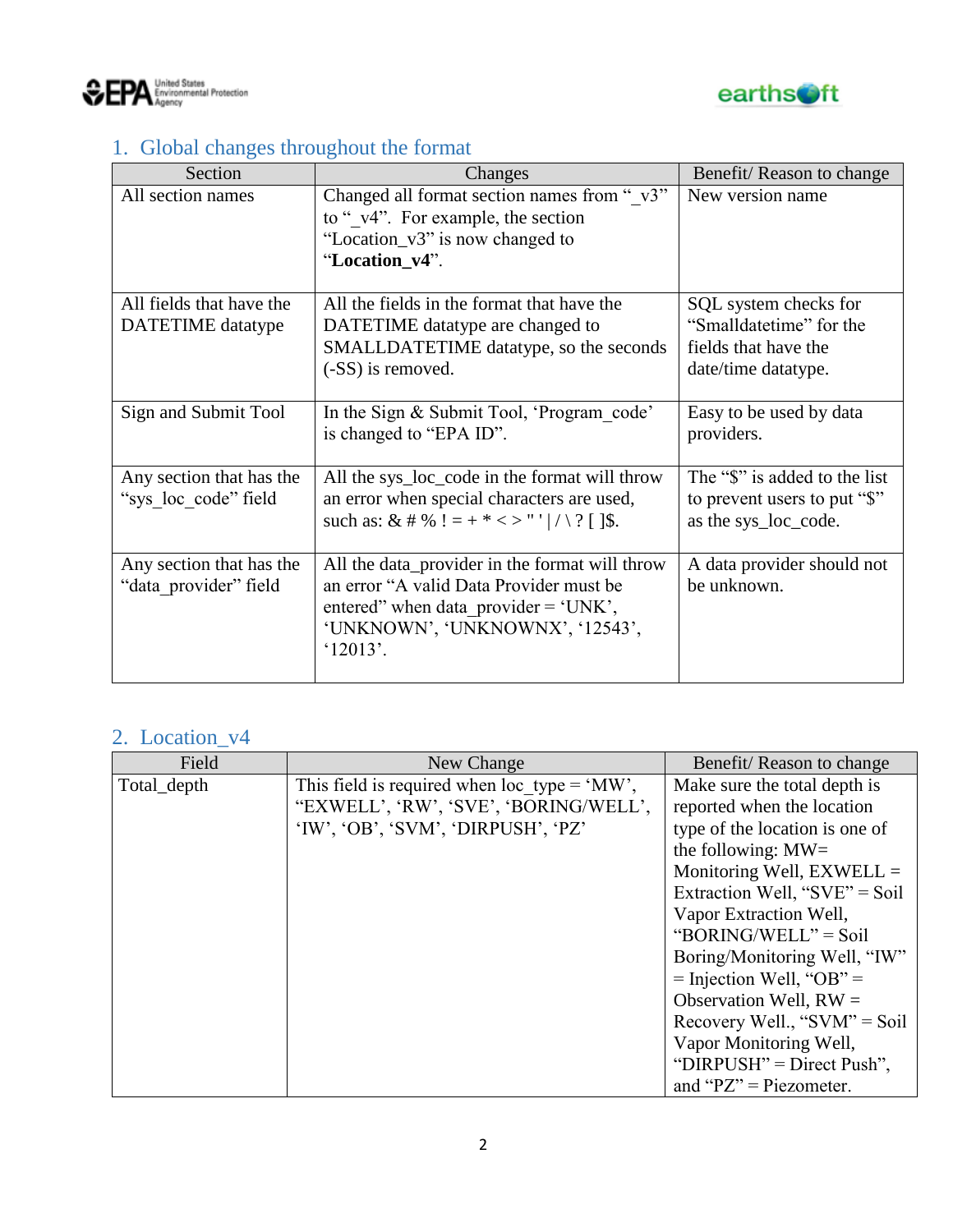## 1. Global changes throughout the format

| Section | Changes | Benefit/ Reason to change |
|---|---|---|
| All section names | Changed all format section names from "_v3" to "_v4". For example, the section "Location_v3" is now changed to "**Location_v4**". | New version name |
| All fields that have the DATETIME datatype | All the fields in the format that have the DATETIME datatype are changed to SMALLDATETIME datatype, so the seconds (-SS) is removed. | SQL system checks for "Smalldatetime" for the fields that have the date/time datatype. |
| Sign and Submit Tool | In the Sign & Submit Tool, 'Program_code' is changed to "EPA ID". | Easy to be used by data providers. |
| Any section that has the "sys_loc_code" field | All the sys_loc_code in the format will throw an error when special characters are used, such as: & # % ! = + * < > " ' \| / \ ? [ ]$. | The "$" is added to the list to prevent users to put "$" as the sys_loc_code. |
| Any section that has the "data_provider" field | All the data_provider in the format will throw an error "A valid Data Provider must be entered" when data_provider = 'UNK', 'UNKNOWN', 'UNKNOWNX', '12543', '12013'. | A data provider should not be unknown. |

## 2. Location_v4

| Field | New Change | Benefit/ Reason to change |
|---|---|---|
| Total_depth | This field is required when loc_type = 'MW', "EXWELL', 'RW', 'SVE', 'BORING/WELL', 'IW', 'OB', 'SVM', 'DIRPUSH', 'PZ' | Make sure the total depth is reported when the location type of the location is one of the following: MW= Monitoring Well, EXWELL = Extraction Well, "SVE" = Soil Vapor Extraction Well, "BORING/WELL" = Soil Boring/Monitoring Well, "IW" = Injection Well, "OB" = Observation Well, RW = Recovery Well., "SVM" = Soil Vapor Monitoring Well, "DIRPUSH" = Direct Push", and "PZ" = Piezometer. |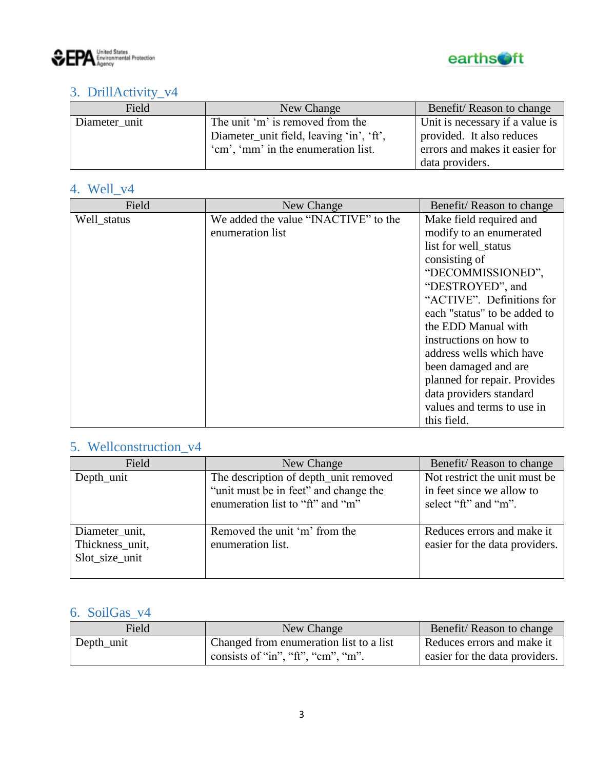## 3. DrillActivity_v4

| Field | New Change | Benefit/ Reason to change |
| --- | --- | --- |
| Diameter_unit | The unit ‘m’ is removed from the Diameter_unit field, leaving ‘in’, ‘ft’, ‘cm’, ‘mm’ in the enumeration list. | Unit is necessary if a value is provided. It also reduces errors and makes it easier for data providers. |

## 4. Well_v4

| Field | New Change | Benefit/ Reason to change |
| --- | --- | --- |
| Well_status | We added the value “INACTIVE” to the enumeration list | Make field required and modify to an enumerated list for well_status consisting of “DECOMMISSIONED”, “DESTROYED”, and “ACTIVE”. Definitions for each "status" to be added to the EDD Manual with instructions on how to address wells which have been damaged and are planned for repair. Provides data providers standard values and terms to use in this field. |

## 5. Wellconstruction_v4

| Field | New Change | Benefit/ Reason to change |
| --- | --- | --- |
| Depth_unit | The description of depth_unit removed “unit must be in feet” and change the enumeration list to “ft” and “m” | Not restrict the unit must be in feet since we allow to select “ft” and “m”. |
| Diameter_unit, Thickness_unit, Slot_size_unit | Removed the unit ‘m’ from the enumeration list. | Reduces errors and make it easier for the data providers. |

## 6. SoilGas_v4

| Field | New Change | Benefit/ Reason to change |
| --- | --- | --- |
| Depth_unit | Changed from enumeration list to a list consists of “in”, “ft”, “cm”, “m”. | Reduces errors and make it easier for the data providers. |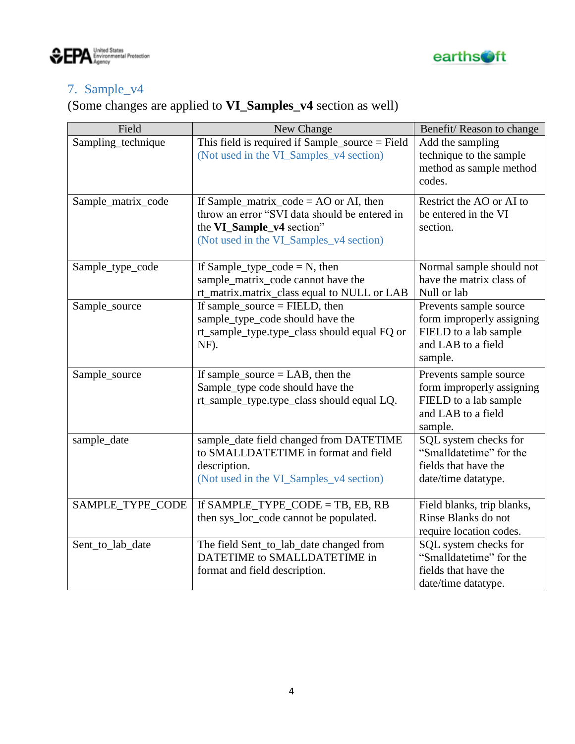## 7. Sample_v4

(Some changes are applied to **VI_Samples_v4** section as well)

| Field | New Change | Benefit/ Reason to change |
|---|---|---|
| Sampling_technique | This field is required if Sample_source = Field (Not used in the VI_Samples_v4 section) | Add the sampling technique to the sample method as sample method codes. |
| Sample_matrix_code | If Sample_matrix_code = AO or AI, then throw an error "SVI data should be entered in the **VI_Sample_v4** section" (Not used in the VI_Samples_v4 section) | Restrict the AO or AI to be entered in the VI section. |
| Sample_type_code | If Sample_type_code = N, then sample_matrix_code cannot have the rt_matrix.matrix_class equal to NULL or LAB | Normal sample should not have the matrix class of Null or lab |
| Sample_source | If sample_source = FIELD, then sample_type_code should have the rt_sample_type.type_class should equal FQ or NF). | Prevents sample source form improperly assigning FIELD to a lab sample and LAB to a field sample. |
| Sample_source | If sample_source = LAB, then the Sample_type code should have the rt_sample_type.type_class should equal LQ. | Prevents sample source form improperly assigning FIELD to a lab sample and LAB to a field sample. |
| sample_date | sample_date field changed from DATETIME to SMALLDATETIME in format and field description. (Not used in the VI_Samples_v4 section) | SQL system checks for "Smalldatetime" for the fields that have the date/time datatype. |
| SAMPLE_TYPE_CODE | If SAMPLE_TYPE_CODE = TB, EB, RB then sys_loc_code cannot be populated. | Field blanks, trip blanks, Rinse Blanks do not require location codes. |
| Sent_to_lab_date | The field Sent_to_lab_date changed from DATETIME to SMALLDATETIME in format and field description. | SQL system checks for "Smalldatetime" for the fields that have the date/time datatype. |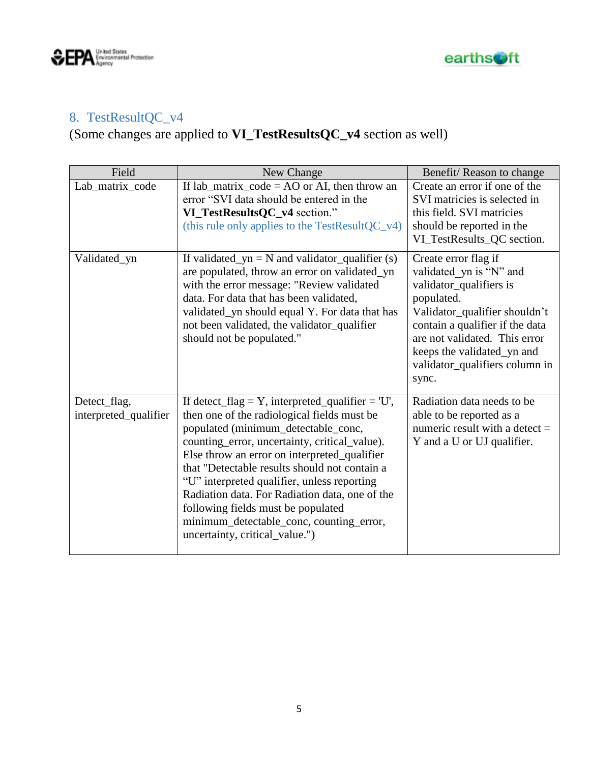## 8. TestResultQC_v4

(Some changes are applied to **VI_TestResultsQC_v4** section as well)

| Field | New Change | Benefit/ Reason to change |
|---|---|---|
| Lab_matrix_code | If lab_matrix_code = AO or AI, then throw an error "SVI data should be entered in the **VI_TestResultsQC_v4** section." (this rule only applies to the TestResultQC_v4) | Create an error if one of the SVI matricies is selected in this field. SVI matricies should be reported in the VI_TestResults_QC section. |
| Validated_yn | If validated_yn = N and validator_qualifier (s) are populated, throw an error on validated_yn with the error message: "Review validated data. For data that has been validated, validated_yn should equal Y. For data that has not been validated, the validator_qualifier should not be populated." | Create error flag if validated_yn is "N" and validator_qualifiers is populated. Validator_qualifier shouldn't contain a qualifier if the data are not validated. This error keeps the validated_yn and validator_qualifiers column in sync. |
| Detect_flag, interpreted_qualifier | If detect_flag = Y, interpreted_qualifier = 'U', then one of the radiological fields must be populated (minimum_detectable_conc, counting_error, uncertainty, critical_value). Else throw an error on interpreted_qualifier that "Detectable results should not contain a "U" interpreted qualifier, unless reporting Radiation data. For Radiation data, one of the following fields must be populated minimum_detectable_conc, counting_error, uncertainty, critical_value.") | Radiation data needs to be able to be reported as a numeric result with a detect = Y and a U or UJ qualifier. |